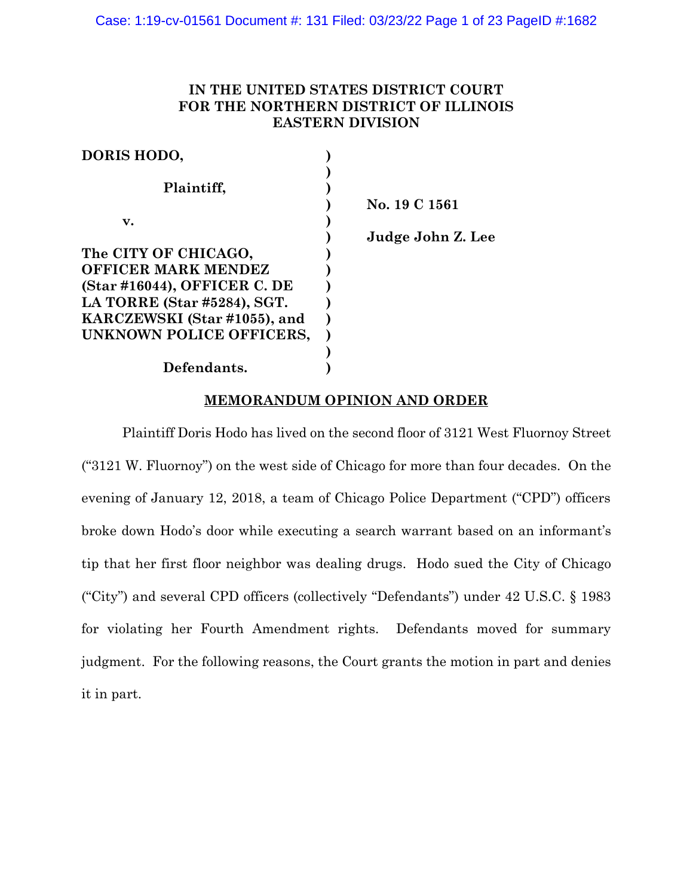**IN THE UNITED STATES DISTRICT COURT**
**FOR THE NORTHERN DISTRICT OF ILLINOIS**
**EASTERN DIVISION**

| | | |
|---|---|---|
| **DORIS HODO,** | ) | |
| | ) | |
| **Plaintiff,** | ) | |
| | ) | **No. 19 C 1561** |
| **v.** | ) | |
| | ) | **Judge John Z. Lee** |
| **The CITY OF CHICAGO, OFFICER MARK MENDEZ (Star #16044), OFFICER C. DE LA TORRE (Star #5284), SGT. KARCZEWSKI (Star #1055), and UNKNOWN POLICE OFFICERS,** | ) | |
| | ) | |
| **Defendants.** | ) | |

**MEMORANDUM OPINION AND ORDER**

Plaintiff Doris Hodo has lived on the second floor of 3121 West Fluornoy Street ("3121 W. Fluornoy") on the west side of Chicago for more than four decades. On the evening of January 12, 2018, a team of Chicago Police Department ("CPD") officers broke down Hodo's door while executing a search warrant based on an informant's tip that her first floor neighbor was dealing drugs. Hodo sued the City of Chicago ("City") and several CPD officers (collectively "Defendants") under 42 U.S.C. § 1983 for violating her Fourth Amendment rights. Defendants moved for summary judgment. For the following reasons, the Court grants the motion in part and denies it in part.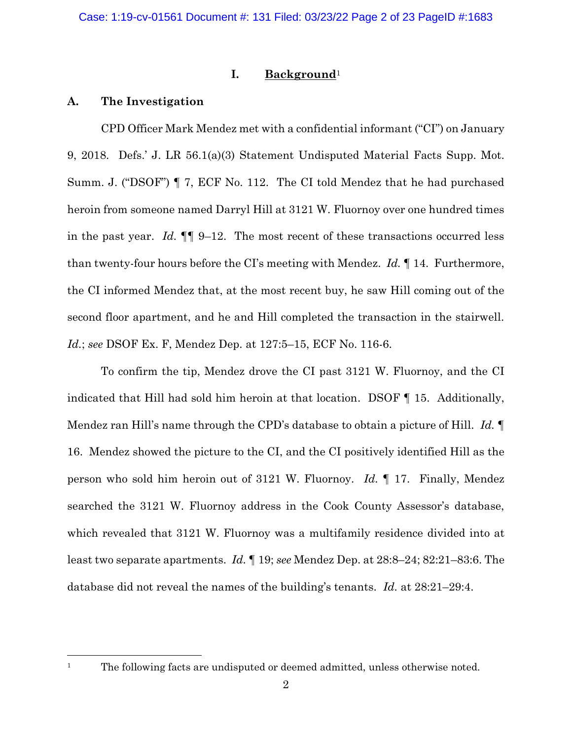## I. Background[1]

### A. The Investigation

CPD Officer Mark Mendez met with a confidential informant ("CI") on January 9, 2018. Defs.' J. LR 56.1(a)(3) Statement Undisputed Material Facts Supp. Mot. Summ. J. ("DSOF") ¶ 7, ECF No. 112. The CI told Mendez that he had purchased heroin from someone named Darryl Hill at 3121 W. Fluornoy over one hundred times in the past year. *Id.* ¶¶ 9–12. The most recent of these transactions occurred less than twenty-four hours before the CI's meeting with Mendez. *Id.* ¶ 14. Furthermore, the CI informed Mendez that, at the most recent buy, he saw Hill coming out of the second floor apartment, and he and Hill completed the transaction in the stairwell. *Id.*; *see* DSOF Ex. F, Mendez Dep. at 127:5–15, ECF No. 116-6.

To confirm the tip, Mendez drove the CI past 3121 W. Fluornoy, and the CI indicated that Hill had sold him heroin at that location. DSOF ¶ 15. Additionally, Mendez ran Hill's name through the CPD's database to obtain a picture of Hill. *Id.* ¶ 16. Mendez showed the picture to the CI, and the CI positively identified Hill as the person who sold him heroin out of 3121 W. Fluornoy. *Id.* ¶ 17. Finally, Mendez searched the 3121 W. Fluornoy address in the Cook County Assessor's database, which revealed that 3121 W. Fluornoy was a multifamily residence divided into at least two separate apartments. *Id.* ¶ 19; *see* Mendez Dep. at 28:8–24; 82:21–83:6. The database did not reveal the names of the building's tenants. *Id.* at 28:21–29:4.

---

[1] The following facts are undisputed or deemed admitted, unless otherwise noted.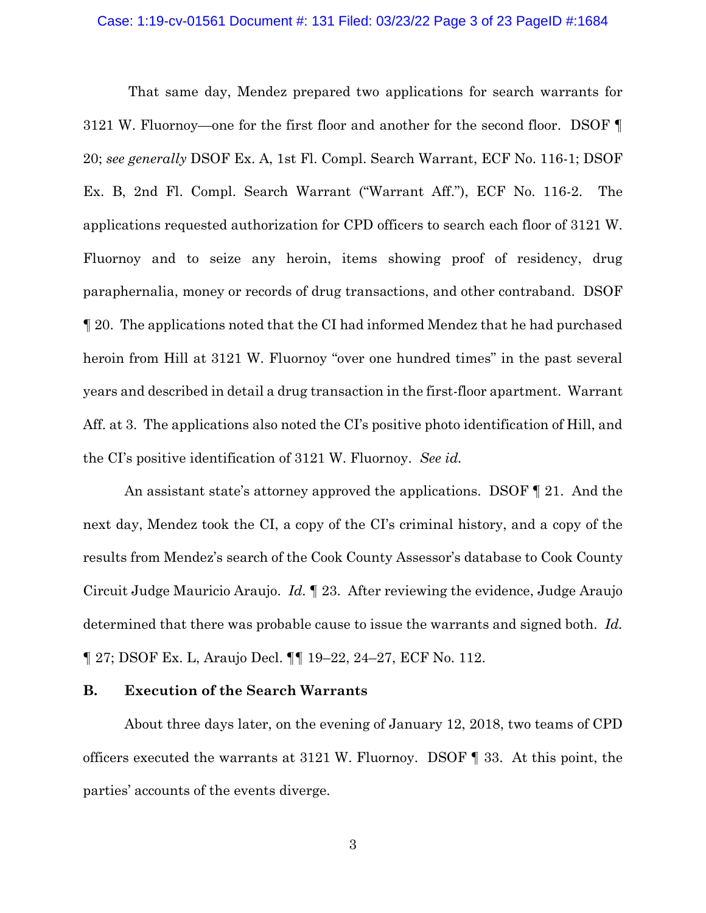That same day, Mendez prepared two applications for search warrants for 3121 W. Fluornoy—one for the first floor and another for the second floor. DSOF ¶ 20; *see generally* DSOF Ex. A, 1st Fl. Compl. Search Warrant, ECF No. 116-1; DSOF Ex. B, 2nd Fl. Compl. Search Warrant ("Warrant Aff."), ECF No. 116-2. The applications requested authorization for CPD officers to search each floor of 3121 W. Fluornoy and to seize any heroin, items showing proof of residency, drug paraphernalia, money or records of drug transactions, and other contraband. DSOF ¶ 20. The applications noted that the CI had informed Mendez that he had purchased heroin from Hill at 3121 W. Fluornoy "over one hundred times" in the past several years and described in detail a drug transaction in the first-floor apartment. Warrant Aff. at 3. The applications also noted the CI's positive photo identification of Hill, and the CI's positive identification of 3121 W. Fluornoy. *See id.*

An assistant state's attorney approved the applications. DSOF ¶ 21. And the next day, Mendez took the CI, a copy of the CI's criminal history, and a copy of the results from Mendez's search of the Cook County Assessor's database to Cook County Circuit Judge Mauricio Araujo. *Id.* ¶ 23. After reviewing the evidence, Judge Araujo determined that there was probable cause to issue the warrants and signed both. *Id.* ¶ 27; DSOF Ex. L, Araujo Decl. ¶¶ 19–22, 24–27, ECF No. 112.

### B. Execution of the Search Warrants

About three days later, on the evening of January 12, 2018, two teams of CPD officers executed the warrants at 3121 W. Fluornoy. DSOF ¶ 33. At this point, the parties' accounts of the events diverge.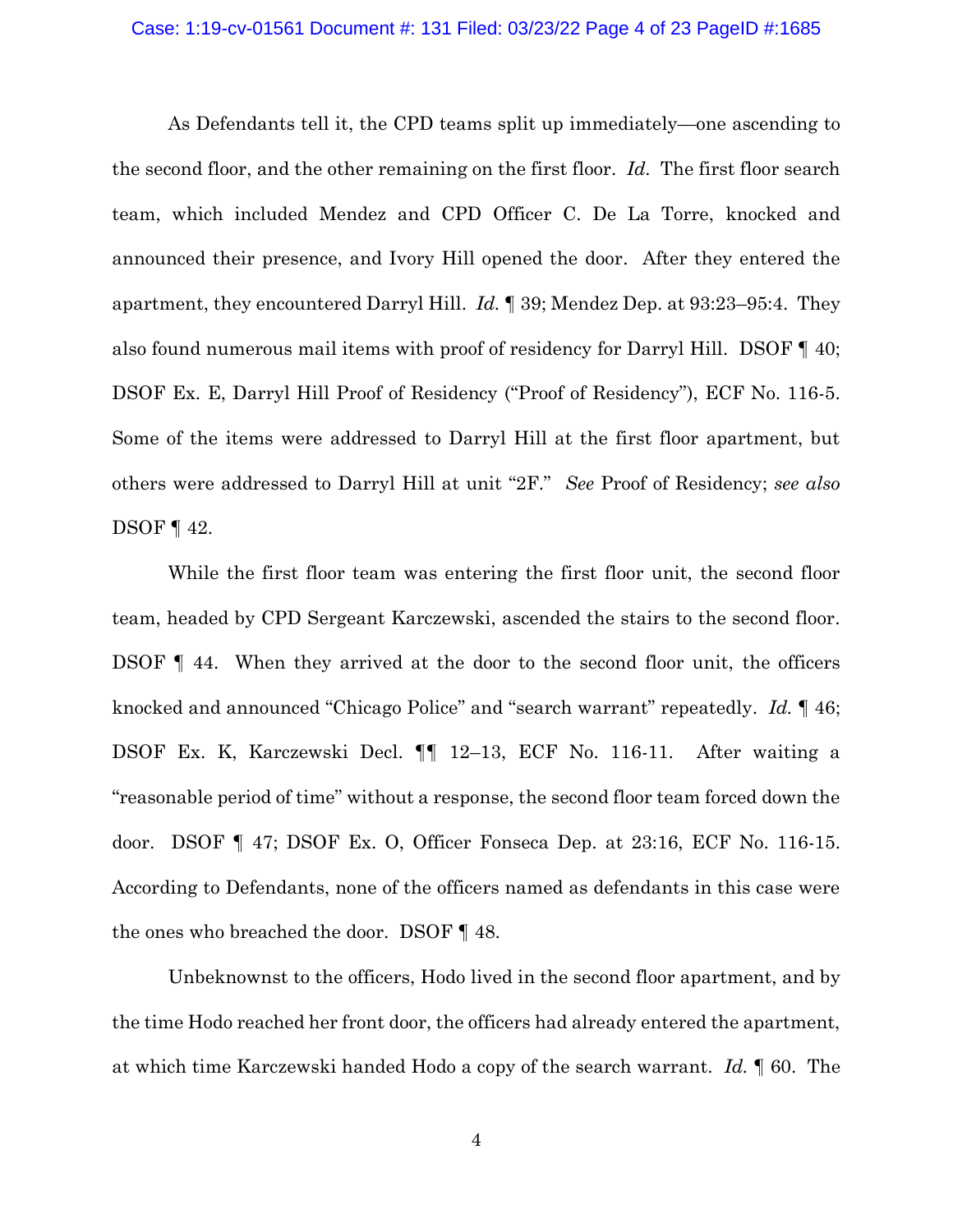As Defendants tell it, the CPD teams split up immediately—one ascending to the second floor, and the other remaining on the first floor. *Id.* The first floor search team, which included Mendez and CPD Officer C. De La Torre, knocked and announced their presence, and Ivory Hill opened the door. After they entered the apartment, they encountered Darryl Hill. *Id.* ¶ 39; Mendez Dep. at 93:23–95:4. They also found numerous mail items with proof of residency for Darryl Hill. DSOF ¶ 40; DSOF Ex. E, Darryl Hill Proof of Residency ("Proof of Residency"), ECF No. 116-5. Some of the items were addressed to Darryl Hill at the first floor apartment, but others were addressed to Darryl Hill at unit "2F." *See* Proof of Residency; *see also* DSOF ¶ 42.

While the first floor team was entering the first floor unit, the second floor team, headed by CPD Sergeant Karczewski, ascended the stairs to the second floor. DSOF ¶ 44. When they arrived at the door to the second floor unit, the officers knocked and announced "Chicago Police" and "search warrant" repeatedly. *Id.* ¶ 46; DSOF Ex. K, Karczewski Decl. ¶¶ 12–13, ECF No. 116-11. After waiting a "reasonable period of time" without a response, the second floor team forced down the door. DSOF ¶ 47; DSOF Ex. O, Officer Fonseca Dep. at 23:16, ECF No. 116-15. According to Defendants, none of the officers named as defendants in this case were the ones who breached the door. DSOF ¶ 48.

Unbeknownst to the officers, Hodo lived in the second floor apartment, and by the time Hodo reached her front door, the officers had already entered the apartment, at which time Karczewski handed Hodo a copy of the search warrant. *Id.* ¶ 60. The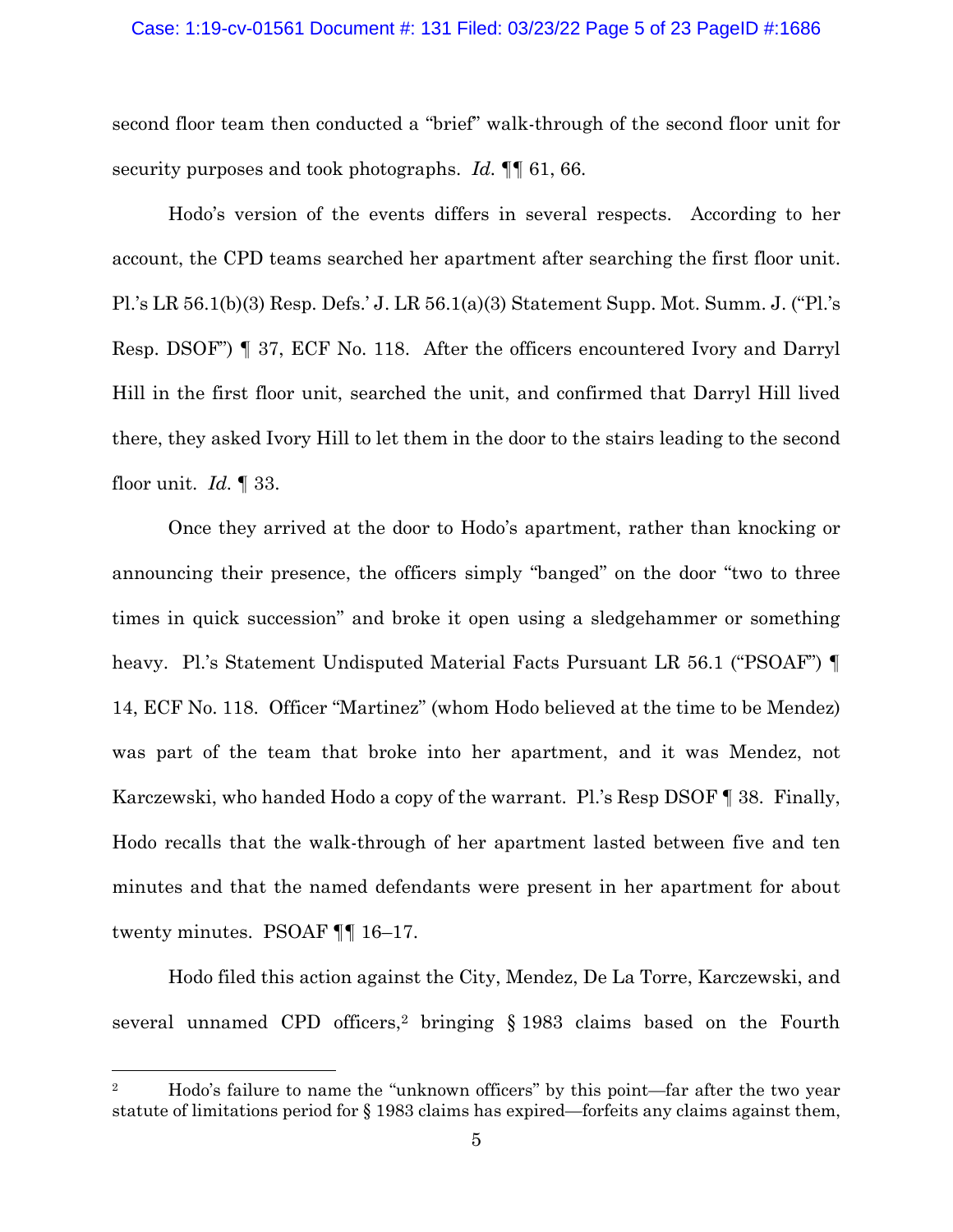second floor team then conducted a "brief" walk-through of the second floor unit for security purposes and took photographs. *Id.* ¶¶ 61, 66.

Hodo's version of the events differs in several respects. According to her account, the CPD teams searched her apartment after searching the first floor unit. Pl.'s LR 56.1(b)(3) Resp. Defs.' J. LR 56.1(a)(3) Statement Supp. Mot. Summ. J. ("Pl.'s Resp. DSOF") ¶ 37, ECF No. 118. After the officers encountered Ivory and Darryl Hill in the first floor unit, searched the unit, and confirmed that Darryl Hill lived there, they asked Ivory Hill to let them in the door to the stairs leading to the second floor unit. *Id.* ¶ 33.

Once they arrived at the door to Hodo's apartment, rather than knocking or announcing their presence, the officers simply "banged" on the door "two to three times in quick succession" and broke it open using a sledgehammer or something heavy. Pl.'s Statement Undisputed Material Facts Pursuant LR 56.1 ("PSOAF") ¶ 14, ECF No. 118. Officer "Martinez" (whom Hodo believed at the time to be Mendez) was part of the team that broke into her apartment, and it was Mendez, not Karczewski, who handed Hodo a copy of the warrant. Pl.'s Resp DSOF ¶ 38. Finally, Hodo recalls that the walk-through of her apartment lasted between five and ten minutes and that the named defendants were present in her apartment for about twenty minutes. PSOAF ¶¶ 16–17.

Hodo filed this action against the City, Mendez, De La Torre, Karczewski, and several unnamed CPD officers,[2] bringing § 1983 claims based on the Fourth

---

[2] Hodo's failure to name the "unknown officers" by this point—far after the two year statute of limitations period for § 1983 claims has expired—forfeits any claims against them,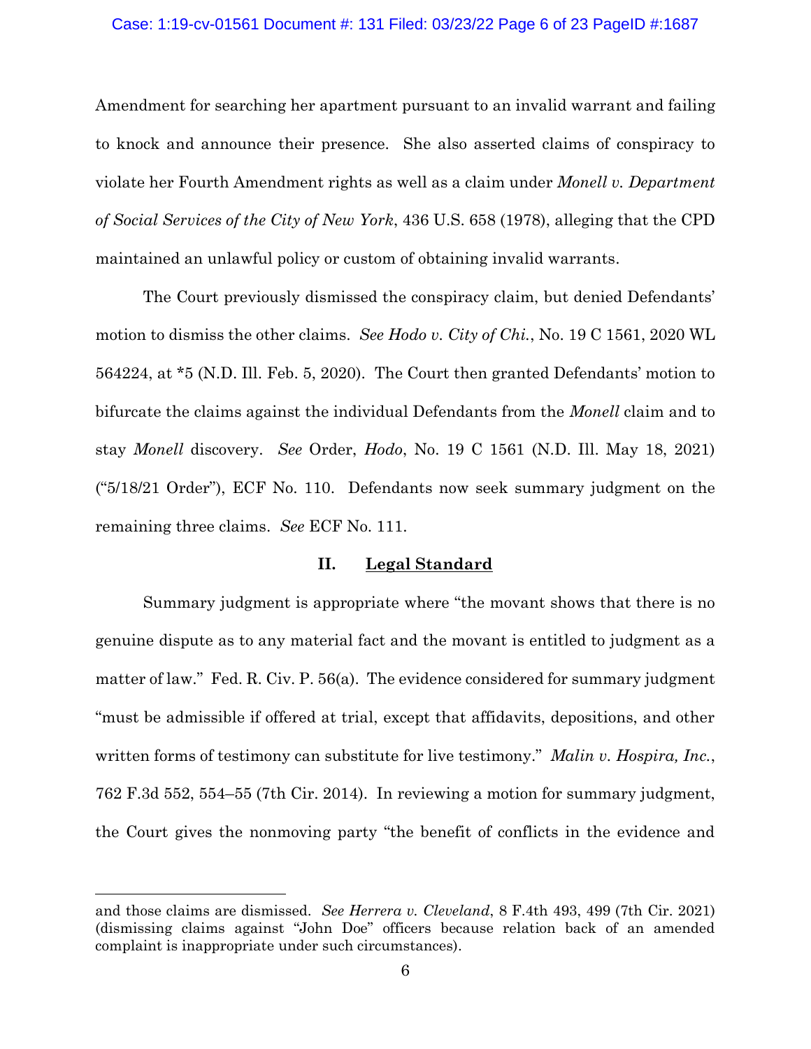Amendment for searching her apartment pursuant to an invalid warrant and failing to knock and announce their presence. She also asserted claims of conspiracy to violate her Fourth Amendment rights as well as a claim under *Monell v. Department of Social Services of the City of New York*, 436 U.S. 658 (1978), alleging that the CPD maintained an unlawful policy or custom of obtaining invalid warrants.

The Court previously dismissed the conspiracy claim, but denied Defendants' motion to dismiss the other claims. *See Hodo v. City of Chi.*, No. 19 C 1561, 2020 WL 564224, at *5 (N.D. Ill. Feb. 5, 2020). The Court then granted Defendants' motion to bifurcate the claims against the individual Defendants from the *Monell* claim and to stay *Monell* discovery. *See* Order, *Hodo*, No. 19 C 1561 (N.D. Ill. May 18, 2021) ("5/18/21 Order"), ECF No. 110. Defendants now seek summary judgment on the remaining three claims. *See* ECF No. 111.

## II. Legal Standard

Summary judgment is appropriate where "the movant shows that there is no genuine dispute as to any material fact and the movant is entitled to judgment as a matter of law." Fed. R. Civ. P. 56(a). The evidence considered for summary judgment "must be admissible if offered at trial, except that affidavits, depositions, and other written forms of testimony can substitute for live testimony." *Malin v. Hospira, Inc.*, 762 F.3d 552, 554–55 (7th Cir. 2014). In reviewing a motion for summary judgment, the Court gives the nonmoving party "the benefit of conflicts in the evidence and

---

and those claims are dismissed. *See Herrera v. Cleveland*, 8 F.4th 493, 499 (7th Cir. 2021) (dismissing claims against "John Doe" officers because relation back of an amended complaint is inappropriate under such circumstances).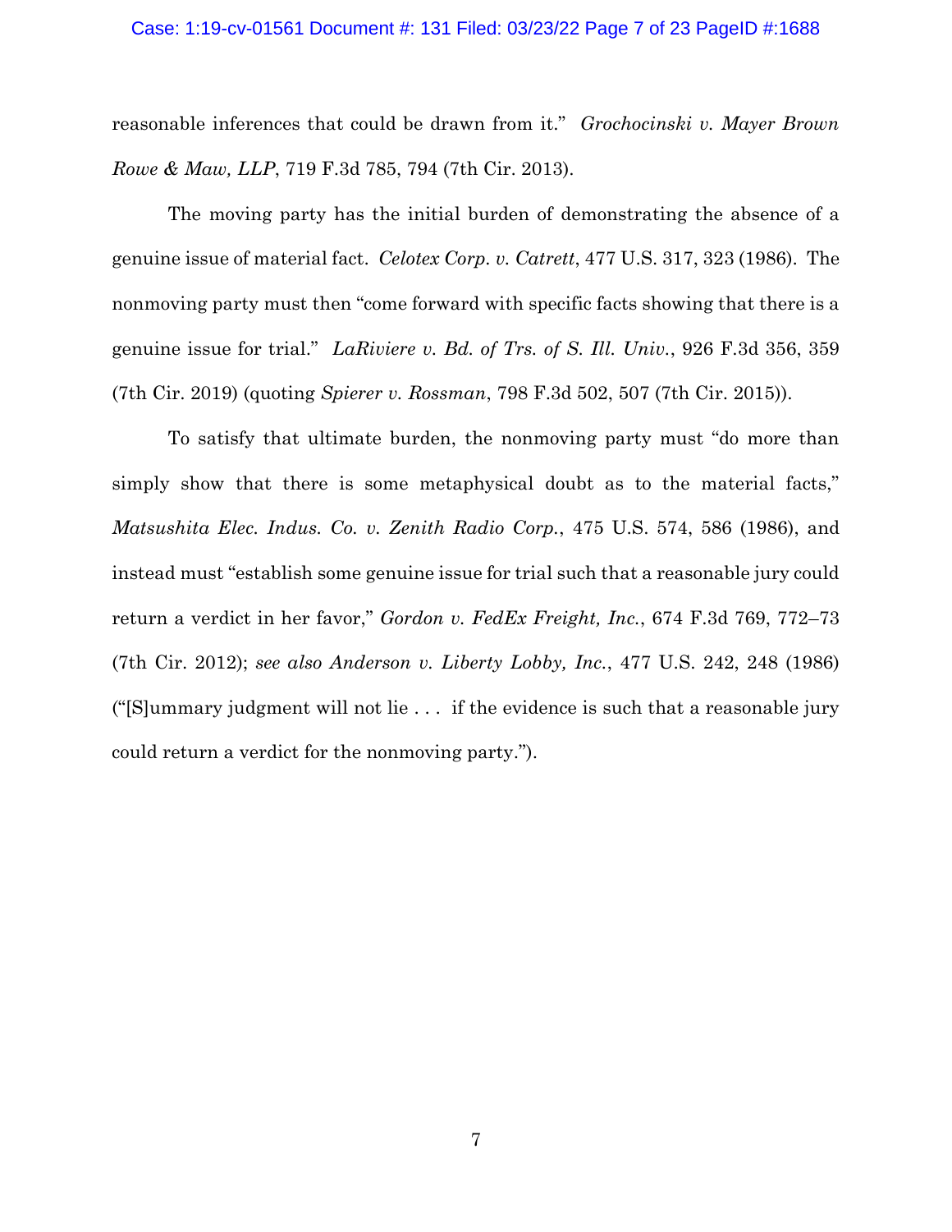reasonable inferences that could be drawn from it." *Grochocinski v. Mayer Brown Rowe & Maw, LLP*, 719 F.3d 785, 794 (7th Cir. 2013).

The moving party has the initial burden of demonstrating the absence of a genuine issue of material fact. *Celotex Corp. v. Catrett*, 477 U.S. 317, 323 (1986). The nonmoving party must then "come forward with specific facts showing that there is a genuine issue for trial." *LaRiviere v. Bd. of Trs. of S. Ill. Univ.*, 926 F.3d 356, 359 (7th Cir. 2019) (quoting *Spierer v. Rossman*, 798 F.3d 502, 507 (7th Cir. 2015)).

To satisfy that ultimate burden, the nonmoving party must "do more than simply show that there is some metaphysical doubt as to the material facts," *Matsushita Elec. Indus. Co. v. Zenith Radio Corp.*, 475 U.S. 574, 586 (1986), and instead must "establish some genuine issue for trial such that a reasonable jury could return a verdict in her favor," *Gordon v. FedEx Freight, Inc.*, 674 F.3d 769, 772–73 (7th Cir. 2012); *see also Anderson v. Liberty Lobby, Inc.*, 477 U.S. 242, 248 (1986) ("[S]ummary judgment will not lie . . . if the evidence is such that a reasonable jury could return a verdict for the nonmoving party.").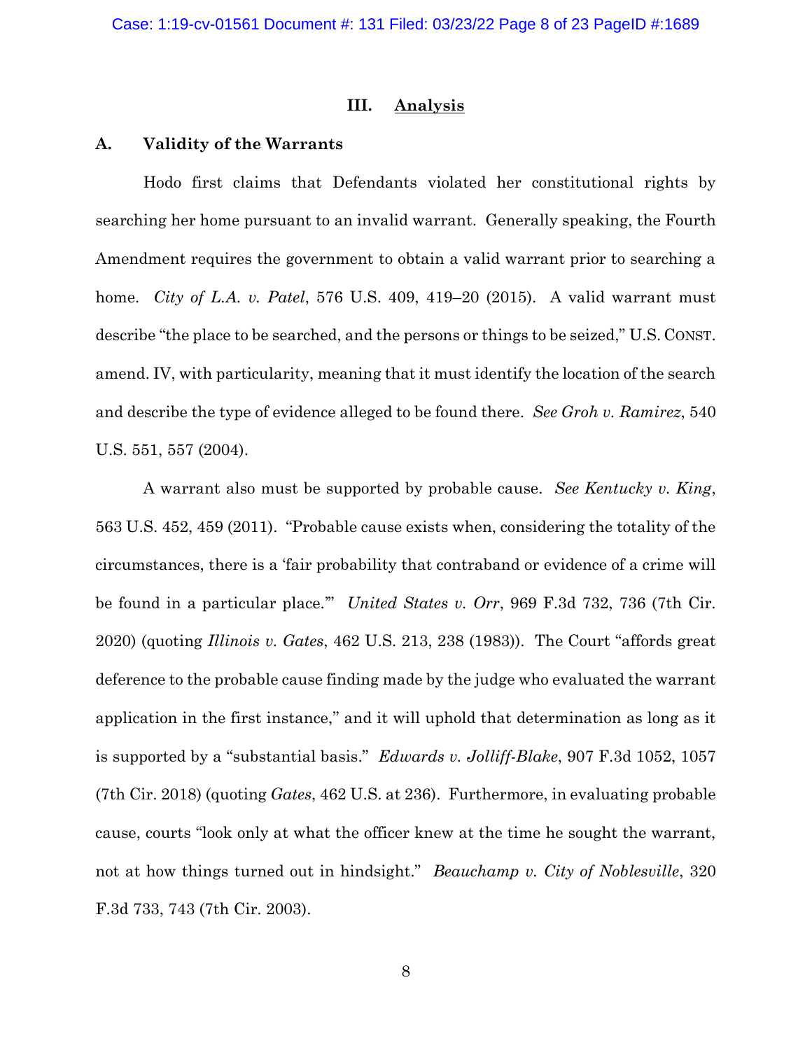## III. Analysis

### A. Validity of the Warrants

Hodo first claims that Defendants violated her constitutional rights by searching her home pursuant to an invalid warrant. Generally speaking, the Fourth Amendment requires the government to obtain a valid warrant prior to searching a home. *City of L.A. v. Patel*, 576 U.S. 409, 419–20 (2015). A valid warrant must describe "the place to be searched, and the persons or things to be seized," U.S. CONST. amend. IV, with particularity, meaning that it must identify the location of the search and describe the type of evidence alleged to be found there. *See Groh v. Ramirez*, 540 U.S. 551, 557 (2004).

A warrant also must be supported by probable cause. *See Kentucky v. King*, 563 U.S. 452, 459 (2011). "Probable cause exists when, considering the totality of the circumstances, there is a 'fair probability that contraband or evidence of a crime will be found in a particular place.'" *United States v. Orr*, 969 F.3d 732, 736 (7th Cir. 2020) (quoting *Illinois v. Gates*, 462 U.S. 213, 238 (1983)). The Court "affords great deference to the probable cause finding made by the judge who evaluated the warrant application in the first instance," and it will uphold that determination as long as it is supported by a "substantial basis." *Edwards v. Jolliff-Blake*, 907 F.3d 1052, 1057 (7th Cir. 2018) (quoting *Gates*, 462 U.S. at 236). Furthermore, in evaluating probable cause, courts "look only at what the officer knew at the time he sought the warrant, not at how things turned out in hindsight." *Beauchamp v. City of Noblesville*, 320 F.3d 733, 743 (7th Cir. 2003).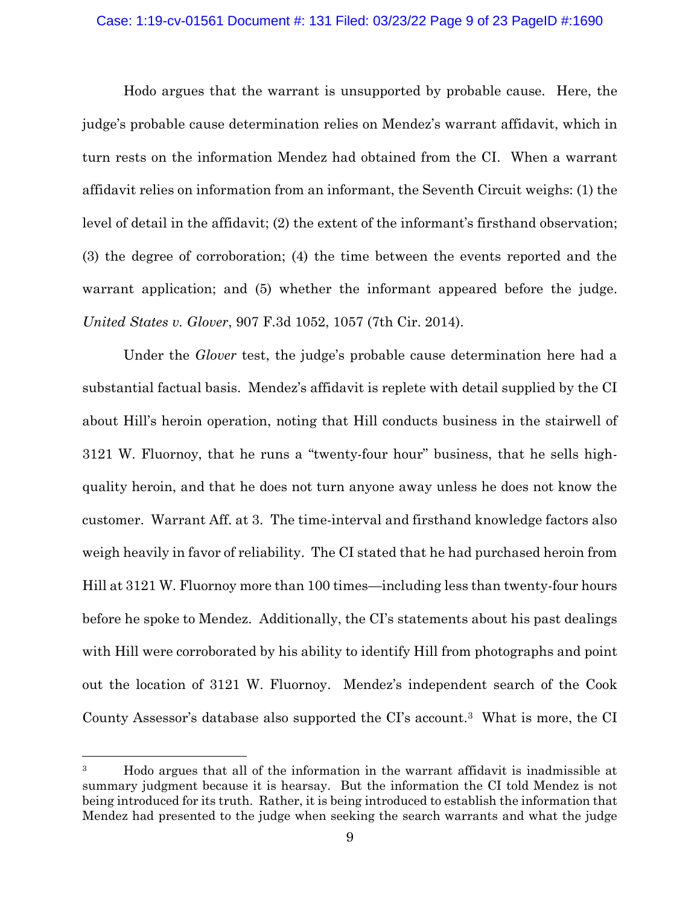Hodo argues that the warrant is unsupported by probable cause. Here, the judge's probable cause determination relies on Mendez's warrant affidavit, which in turn rests on the information Mendez had obtained from the CI. When a warrant affidavit relies on information from an informant, the Seventh Circuit weighs: (1) the level of detail in the affidavit; (2) the extent of the informant's firsthand observation; (3) the degree of corroboration; (4) the time between the events reported and the warrant application; and (5) whether the informant appeared before the judge. *United States v. Glover*, 907 F.3d 1052, 1057 (7th Cir. 2014).

Under the *Glover* test, the judge's probable cause determination here had a substantial factual basis. Mendez's affidavit is replete with detail supplied by the CI about Hill's heroin operation, noting that Hill conducts business in the stairwell of 3121 W. Fluornoy, that he runs a "twenty-four hour" business, that he sells high-quality heroin, and that he does not turn anyone away unless he does not know the customer. Warrant Aff. at 3. The time-interval and firsthand knowledge factors also weigh heavily in favor of reliability. The CI stated that he had purchased heroin from Hill at 3121 W. Fluornoy more than 100 times—including less than twenty-four hours before he spoke to Mendez. Additionally, the CI's statements about his past dealings with Hill were corroborated by his ability to identify Hill from photographs and point out the location of 3121 W. Fluornoy. Mendez's independent search of the Cook County Assessor's database also supported the CI's account.[3] What is more, the CI

[3] Hodo argues that all of the information in the warrant affidavit is inadmissible at summary judgment because it is hearsay. But the information the CI told Mendez is not being introduced for its truth. Rather, it is being introduced to establish the information that Mendez had presented to the judge when seeking the search warrants and what the judge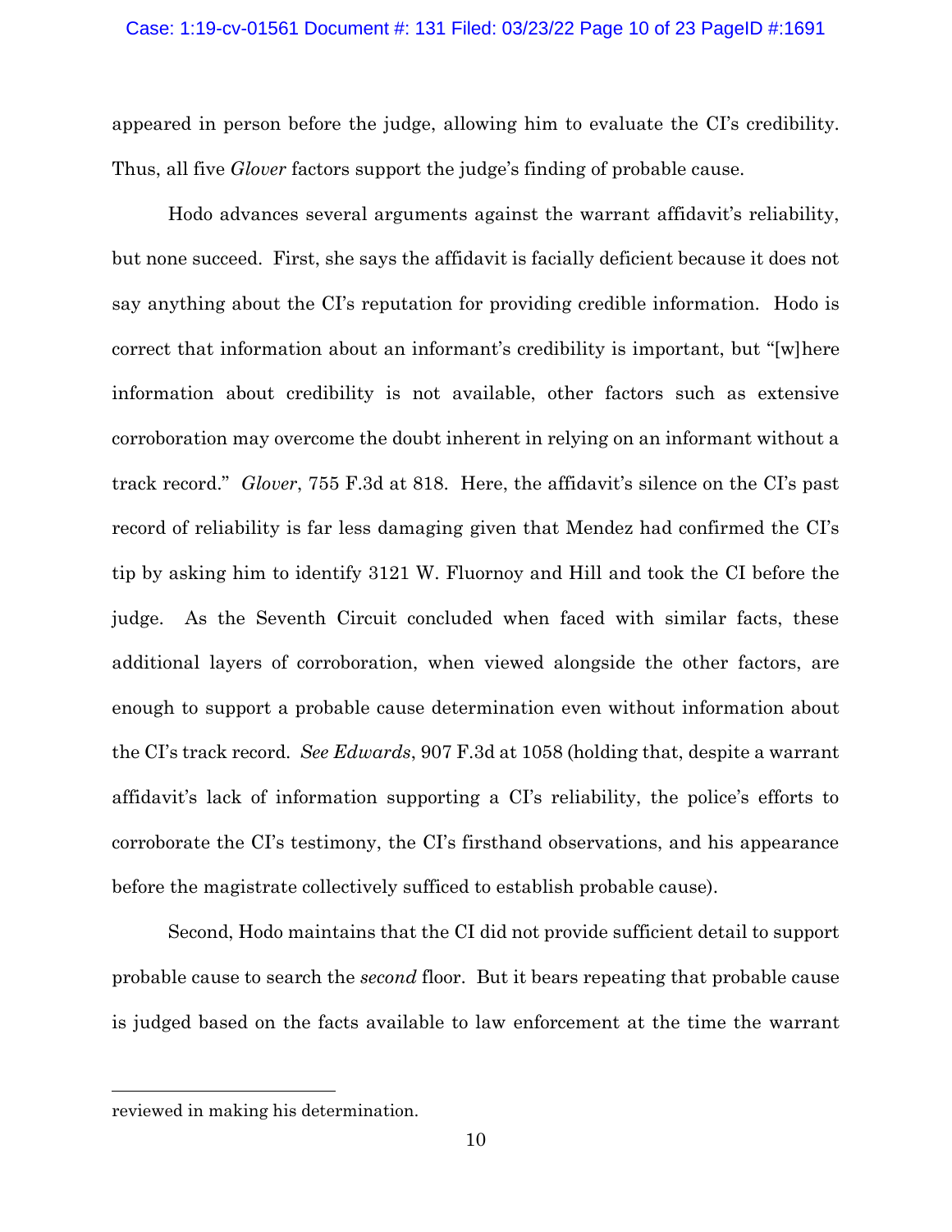appeared in person before the judge, allowing him to evaluate the CI's credibility. Thus, all five *Glover* factors support the judge's finding of probable cause.

Hodo advances several arguments against the warrant affidavit's reliability, but none succeed. First, she says the affidavit is facially deficient because it does not say anything about the CI's reputation for providing credible information. Hodo is correct that information about an informant's credibility is important, but "[w]here information about credibility is not available, other factors such as extensive corroboration may overcome the doubt inherent in relying on an informant without a track record." *Glover*, 755 F.3d at 818. Here, the affidavit's silence on the CI's past record of reliability is far less damaging given that Mendez had confirmed the CI's tip by asking him to identify 3121 W. Fluornoy and Hill and took the CI before the judge. As the Seventh Circuit concluded when faced with similar facts, these additional layers of corroboration, when viewed alongside the other factors, are enough to support a probable cause determination even without information about the CI's track record. *See Edwards*, 907 F.3d at 1058 (holding that, despite a warrant affidavit's lack of information supporting a CI's reliability, the police's efforts to corroborate the CI's testimony, the CI's firsthand observations, and his appearance before the magistrate collectively sufficed to establish probable cause).

Second, Hodo maintains that the CI did not provide sufficient detail to support probable cause to search the *second* floor. But it bears repeating that probable cause is judged based on the facts available to law enforcement at the time the warrant

---

reviewed in making his determination.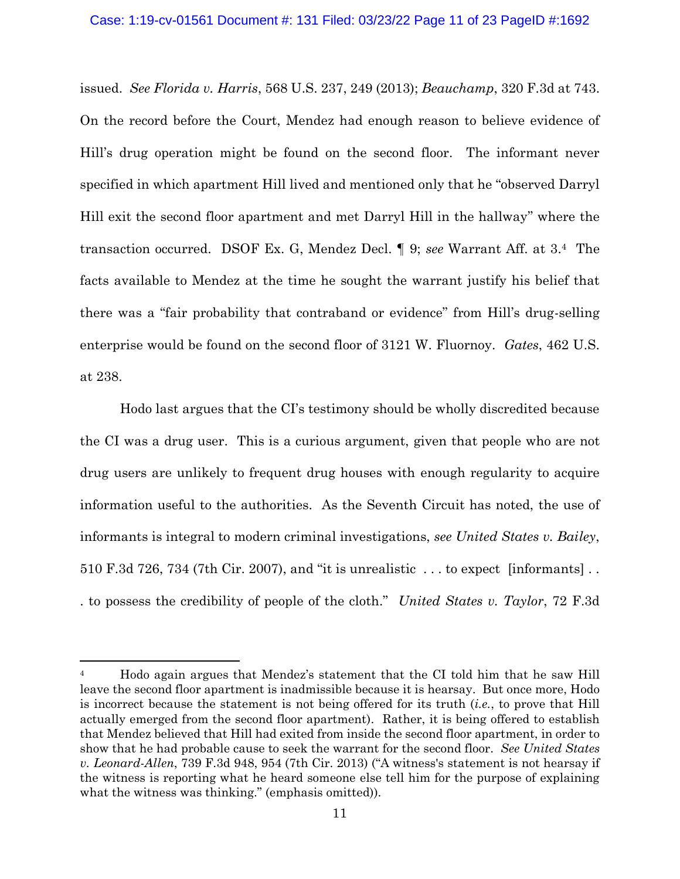issued. *See Florida v. Harris*, 568 U.S. 237, 249 (2013); *Beauchamp*, 320 F.3d at 743. On the record before the Court, Mendez had enough reason to believe evidence of Hill's drug operation might be found on the second floor. The informant never specified in which apartment Hill lived and mentioned only that he "observed Darryl Hill exit the second floor apartment and met Darryl Hill in the hallway" where the transaction occurred. DSOF Ex. G, Mendez Decl. ¶ 9; *see* Warrant Aff. at 3.[4] The facts available to Mendez at the time he sought the warrant justify his belief that there was a "fair probability that contraband or evidence" from Hill's drug-selling enterprise would be found on the second floor of 3121 W. Fluornoy. *Gates*, 462 U.S. at 238.

Hodo last argues that the CI's testimony should be wholly discredited because the CI was a drug user. This is a curious argument, given that people who are not drug users are unlikely to frequent drug houses with enough regularity to acquire information useful to the authorities. As the Seventh Circuit has noted, the use of informants is integral to modern criminal investigations, *see United States v. Bailey*, 510 F.3d 726, 734 (7th Cir. 2007), and "it is unrealistic . . . to expect [informants] . . . to possess the credibility of people of the cloth." *United States v. Taylor*, 72 F.3d

---

[4] Hodo again argues that Mendez's statement that the CI told him that he saw Hill leave the second floor apartment is inadmissible because it is hearsay. But once more, Hodo is incorrect because the statement is not being offered for its truth (*i.e.*, to prove that Hill actually emerged from the second floor apartment). Rather, it is being offered to establish that Mendez believed that Hill had exited from inside the second floor apartment, in order to show that he had probable cause to seek the warrant for the second floor. *See United States v. Leonard-Allen*, 739 F.3d 948, 954 (7th Cir. 2013) ("A witness's statement is not hearsay if the witness is reporting what he heard someone else tell him for the purpose of explaining what the witness was thinking." (emphasis omitted)).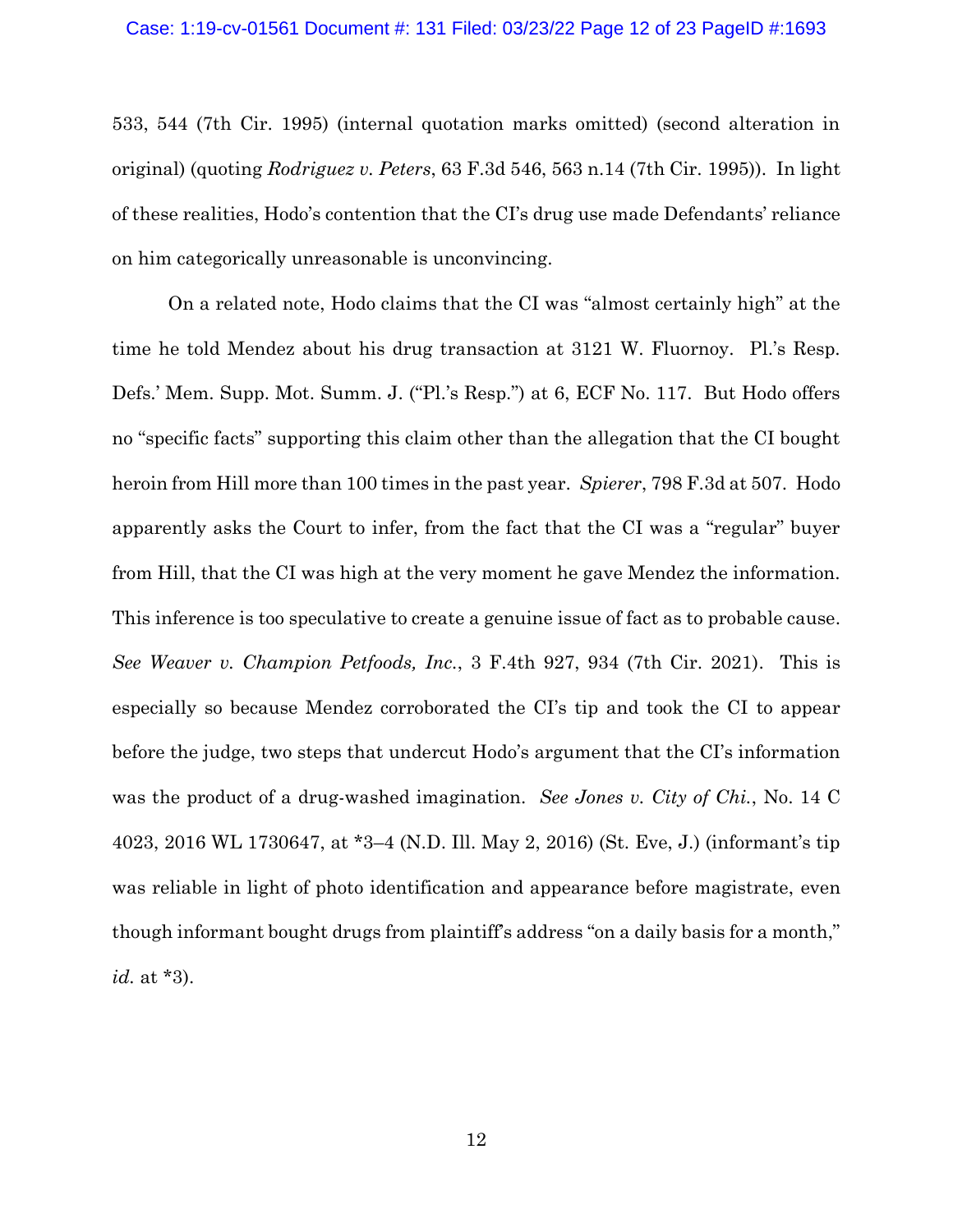533, 544 (7th Cir. 1995) (internal quotation marks omitted) (second alteration in original) (quoting *Rodriguez v. Peters*, 63 F.3d 546, 563 n.14 (7th Cir. 1995)). In light of these realities, Hodo's contention that the CI's drug use made Defendants' reliance on him categorically unreasonable is unconvincing.

On a related note, Hodo claims that the CI was "almost certainly high" at the time he told Mendez about his drug transaction at 3121 W. Fluornoy. Pl.'s Resp. Defs.' Mem. Supp. Mot. Summ. J. ("Pl.'s Resp.") at 6, ECF No. 117. But Hodo offers no "specific facts" supporting this claim other than the allegation that the CI bought heroin from Hill more than 100 times in the past year. *Spierer*, 798 F.3d at 507. Hodo apparently asks the Court to infer, from the fact that the CI was a "regular" buyer from Hill, that the CI was high at the very moment he gave Mendez the information. This inference is too speculative to create a genuine issue of fact as to probable cause. *See Weaver v. Champion Petfoods, Inc.*, 3 F.4th 927, 934 (7th Cir. 2021). This is especially so because Mendez corroborated the CI's tip and took the CI to appear before the judge, two steps that undercut Hodo's argument that the CI's information was the product of a drug-washed imagination. *See Jones v. City of Chi.*, No. 14 C 4023, 2016 WL 1730647, at *3–4 (N.D. Ill. May 2, 2016) (St. Eve, J.) (informant's tip was reliable in light of photo identification and appearance before magistrate, even though informant bought drugs from plaintiff's address "on a daily basis for a month," *id.* at *3).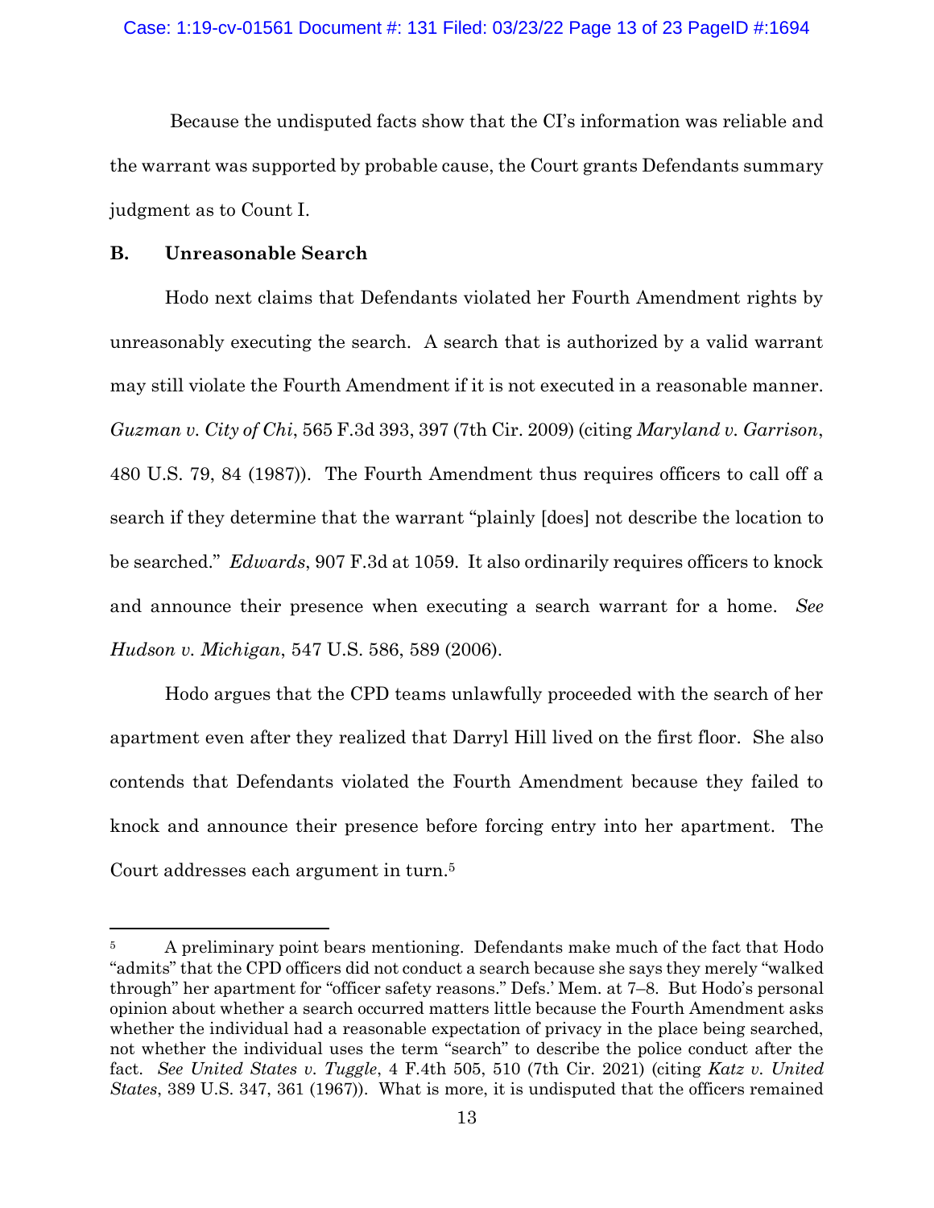Because the undisputed facts show that the CI's information was reliable and the warrant was supported by probable cause, the Court grants Defendants summary judgment as to Count I.

### B. Unreasonable Search

Hodo next claims that Defendants violated her Fourth Amendment rights by unreasonably executing the search. A search that is authorized by a valid warrant may still violate the Fourth Amendment if it is not executed in a reasonable manner. *Guzman v. City of Chi*, 565 F.3d 393, 397 (7th Cir. 2009) (citing *Maryland v. Garrison*, 480 U.S. 79, 84 (1987)). The Fourth Amendment thus requires officers to call off a search if they determine that the warrant "plainly [does] not describe the location to be searched." *Edwards*, 907 F.3d at 1059. It also ordinarily requires officers to knock and announce their presence when executing a search warrant for a home. *See Hudson v. Michigan*, 547 U.S. 586, 589 (2006).

Hodo argues that the CPD teams unlawfully proceeded with the search of her apartment even after they realized that Darryl Hill lived on the first floor. She also contends that Defendants violated the Fourth Amendment because they failed to knock and announce their presence before forcing entry into her apartment. The Court addresses each argument in turn.[5]

---

[5] A preliminary point bears mentioning. Defendants make much of the fact that Hodo "admits" that the CPD officers did not conduct a search because she says they merely "walked through" her apartment for "officer safety reasons." Defs.' Mem. at 7–8. But Hodo's personal opinion about whether a search occurred matters little because the Fourth Amendment asks whether the individual had a reasonable expectation of privacy in the place being searched, not whether the individual uses the term "search" to describe the police conduct after the fact. *See United States v. Tuggle*, 4 F.4th 505, 510 (7th Cir. 2021) (citing *Katz v. United States*, 389 U.S. 347, 361 (1967)). What is more, it is undisputed that the officers remained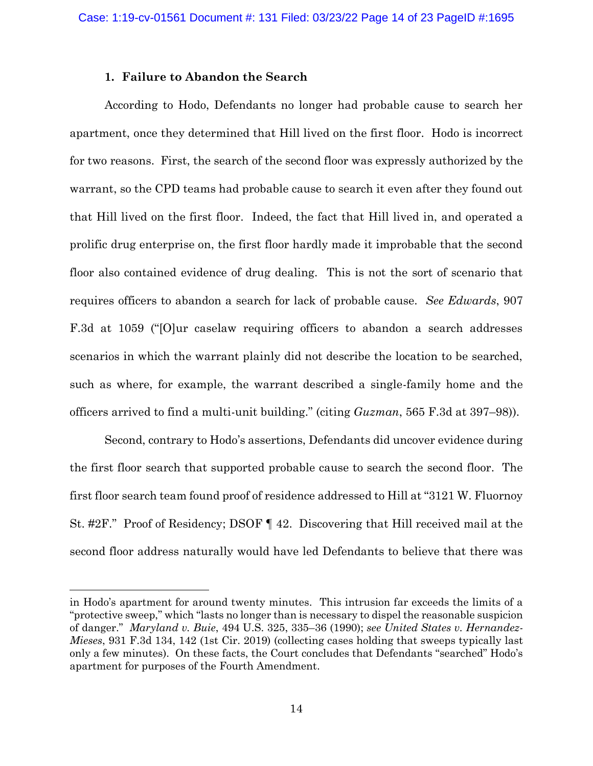### 1. Failure to Abandon the Search

According to Hodo, Defendants no longer had probable cause to search her apartment, once they determined that Hill lived on the first floor. Hodo is incorrect for two reasons. First, the search of the second floor was expressly authorized by the warrant, so the CPD teams had probable cause to search it even after they found out that Hill lived on the first floor. Indeed, the fact that Hill lived in, and operated a prolific drug enterprise on, the first floor hardly made it improbable that the second floor also contained evidence of drug dealing. This is not the sort of scenario that requires officers to abandon a search for lack of probable cause. *See Edwards*, 907 F.3d at 1059 ("[O]ur caselaw requiring officers to abandon a search addresses scenarios in which the warrant plainly did not describe the location to be searched, such as where, for example, the warrant described a single-family home and the officers arrived to find a multi-unit building." (citing *Guzman*, 565 F.3d at 397–98)).

Second, contrary to Hodo's assertions, Defendants did uncover evidence during the first floor search that supported probable cause to search the second floor. The first floor search team found proof of residence addressed to Hill at "3121 W. Fluornoy St. #2F." Proof of Residency; DSOF ¶ 42. Discovering that Hill received mail at the second floor address naturally would have led Defendants to believe that there was

---

in Hodo's apartment for around twenty minutes. This intrusion far exceeds the limits of a "protective sweep," which "lasts no longer than is necessary to dispel the reasonable suspicion of danger." *Maryland v. Buie*, 494 U.S. 325, 335–36 (1990); *see United States v. Hernandez-Mieses*, 931 F.3d 134, 142 (1st Cir. 2019) (collecting cases holding that sweeps typically last only a few minutes). On these facts, the Court concludes that Defendants "searched" Hodo's apartment for purposes of the Fourth Amendment.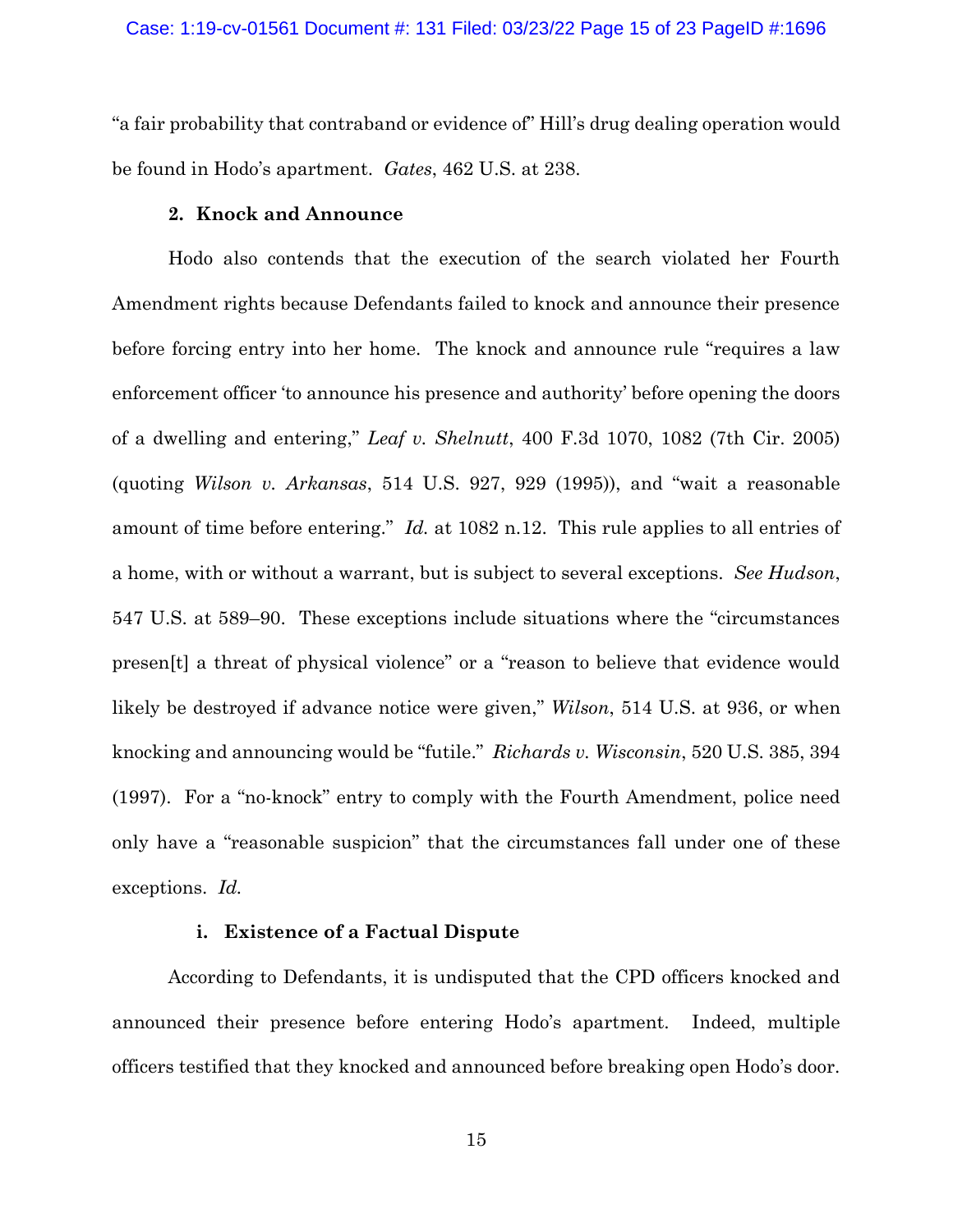"a fair probability that contraband or evidence of" Hill's drug dealing operation would be found in Hodo's apartment. *Gates*, 462 U.S. at 238.

### 2. Knock and Announce

Hodo also contends that the execution of the search violated her Fourth Amendment rights because Defendants failed to knock and announce their presence before forcing entry into her home. The knock and announce rule "requires a law enforcement officer 'to announce his presence and authority' before opening the doors of a dwelling and entering," *Leaf v. Shelnutt*, 400 F.3d 1070, 1082 (7th Cir. 2005) (quoting *Wilson v. Arkansas*, 514 U.S. 927, 929 (1995)), and "wait a reasonable amount of time before entering." *Id.* at 1082 n.12. This rule applies to all entries of a home, with or without a warrant, but is subject to several exceptions. *See Hudson*, 547 U.S. at 589–90. These exceptions include situations where the "circumstances presen[t] a threat of physical violence" or a "reason to believe that evidence would likely be destroyed if advance notice were given," *Wilson*, 514 U.S. at 936, or when knocking and announcing would be "futile." *Richards v. Wisconsin*, 520 U.S. 385, 394 (1997). For a "no-knock" entry to comply with the Fourth Amendment, police need only have a "reasonable suspicion" that the circumstances fall under one of these exceptions. *Id.*

#### i. Existence of a Factual Dispute

According to Defendants, it is undisputed that the CPD officers knocked and announced their presence before entering Hodo's apartment. Indeed, multiple officers testified that they knocked and announced before breaking open Hodo's door.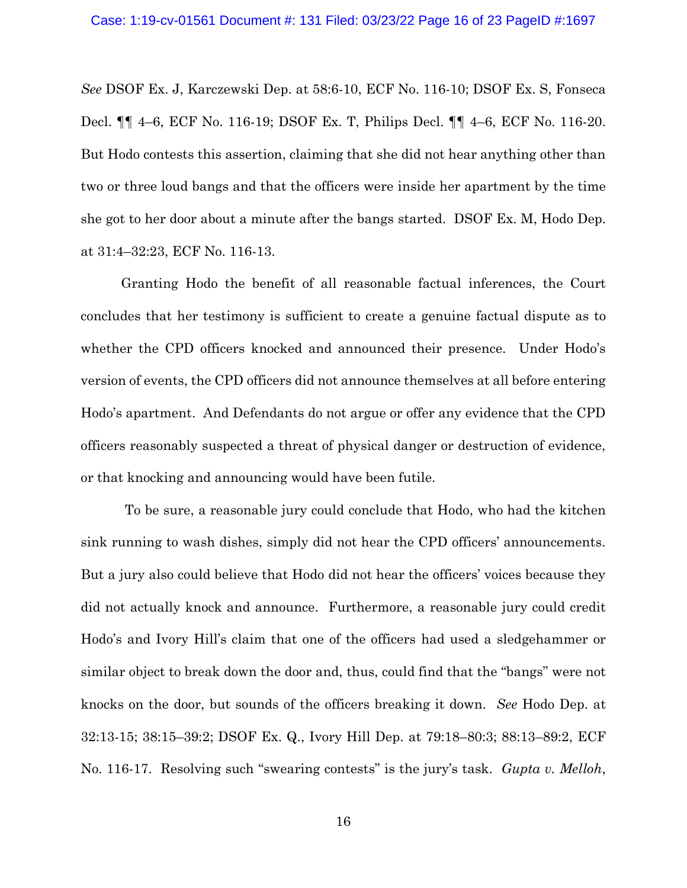*See* DSOF Ex. J, Karczewski Dep. at 58:6-10, ECF No. 116-10; DSOF Ex. S, Fonseca Decl. ¶¶ 4–6, ECF No. 116-19; DSOF Ex. T, Philips Decl. ¶¶ 4–6, ECF No. 116-20. But Hodo contests this assertion, claiming that she did not hear anything other than two or three loud bangs and that the officers were inside her apartment by the time she got to her door about a minute after the bangs started. DSOF Ex. M, Hodo Dep. at 31:4–32:23, ECF No. 116-13.

Granting Hodo the benefit of all reasonable factual inferences, the Court concludes that her testimony is sufficient to create a genuine factual dispute as to whether the CPD officers knocked and announced their presence. Under Hodo's version of events, the CPD officers did not announce themselves at all before entering Hodo's apartment. And Defendants do not argue or offer any evidence that the CPD officers reasonably suspected a threat of physical danger or destruction of evidence, or that knocking and announcing would have been futile.

To be sure, a reasonable jury could conclude that Hodo, who had the kitchen sink running to wash dishes, simply did not hear the CPD officers' announcements. But a jury also could believe that Hodo did not hear the officers' voices because they did not actually knock and announce. Furthermore, a reasonable jury could credit Hodo's and Ivory Hill's claim that one of the officers had used a sledgehammer or similar object to break down the door and, thus, could find that the "bangs" were not knocks on the door, but sounds of the officers breaking it down. *See* Hodo Dep. at 32:13-15; 38:15–39:2; DSOF Ex. Q., Ivory Hill Dep. at 79:18–80:3; 88:13–89:2, ECF No. 116-17. Resolving such "swearing contests" is the jury's task. *Gupta v. Melloh*,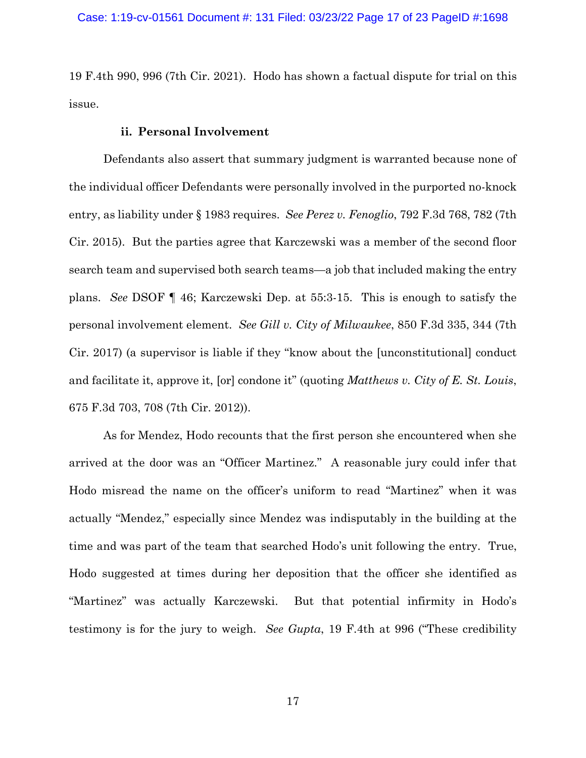19 F.4th 990, 996 (7th Cir. 2021). Hodo has shown a factual dispute for trial on this issue.

**ii. Personal Involvement**

Defendants also assert that summary judgment is warranted because none of the individual officer Defendants were personally involved in the purported no-knock entry, as liability under § 1983 requires. *See Perez v. Fenoglio*, 792 F.3d 768, 782 (7th Cir. 2015). But the parties agree that Karczewski was a member of the second floor search team and supervised both search teams—a job that included making the entry plans. *See* DSOF ¶ 46; Karczewski Dep. at 55:3-15. This is enough to satisfy the personal involvement element. *See Gill v. City of Milwaukee*, 850 F.3d 335, 344 (7th Cir. 2017) (a supervisor is liable if they "know about the [unconstitutional] conduct and facilitate it, approve it, [or] condone it" (quoting *Matthews v. City of E. St. Louis*, 675 F.3d 703, 708 (7th Cir. 2012)).

As for Mendez, Hodo recounts that the first person she encountered when she arrived at the door was an "Officer Martinez." A reasonable jury could infer that Hodo misread the name on the officer's uniform to read "Martinez" when it was actually "Mendez," especially since Mendez was indisputably in the building at the time and was part of the team that searched Hodo's unit following the entry. True, Hodo suggested at times during her deposition that the officer she identified as "Martinez" was actually Karczewski. But that potential infirmity in Hodo's testimony is for the jury to weigh. *See Gupta*, 19 F.4th at 996 ("These credibility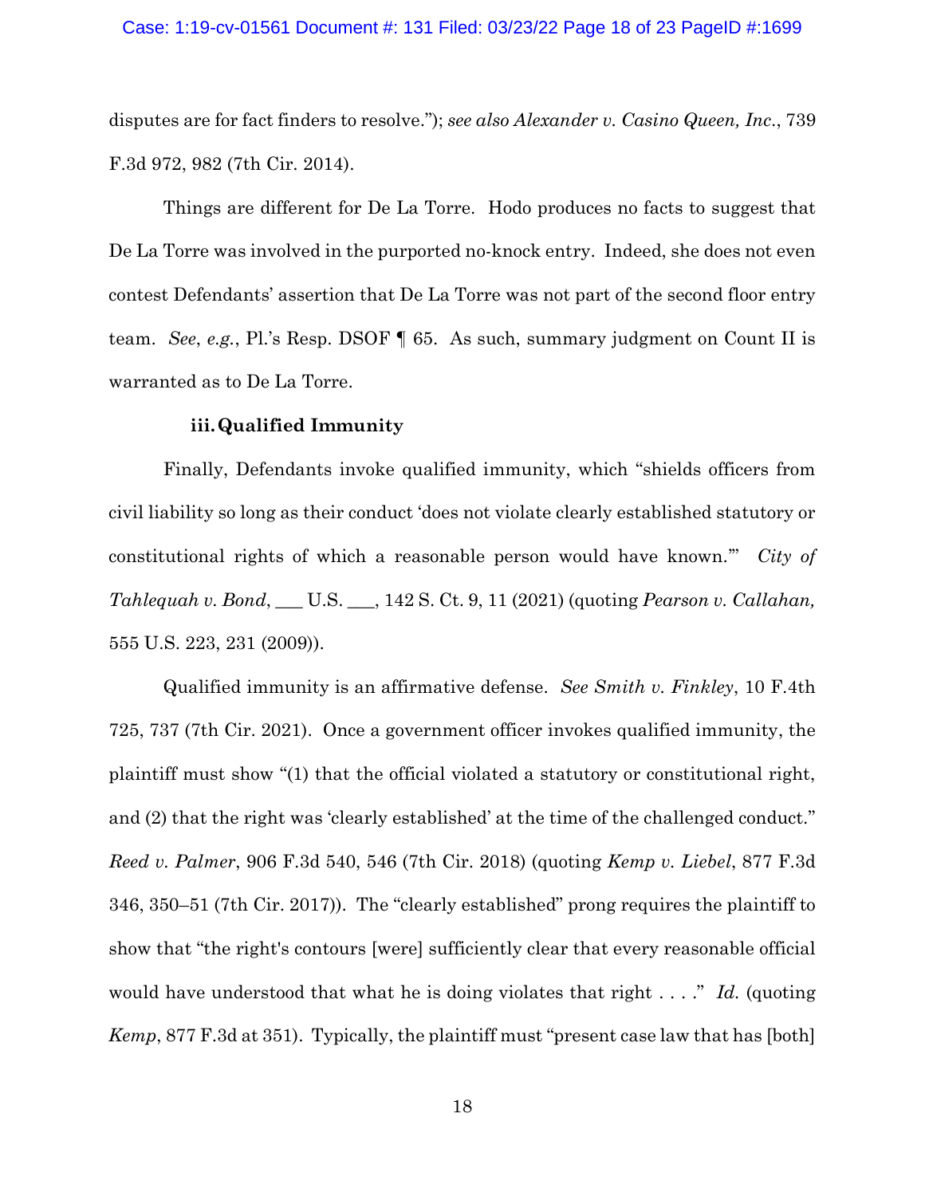disputes are for fact finders to resolve."); *see also Alexander v. Casino Queen, Inc.*, 739 F.3d 972, 982 (7th Cir. 2014).

Things are different for De La Torre. Hodo produces no facts to suggest that De La Torre was involved in the purported no-knock entry. Indeed, she does not even contest Defendants' assertion that De La Torre was not part of the second floor entry team. *See*, *e.g.*, Pl.'s Resp. DSOF ¶ 65. As such, summary judgment on Count II is warranted as to De La Torre.

### iii. Qualified Immunity

Finally, Defendants invoke qualified immunity, which "shields officers from civil liability so long as their conduct 'does not violate clearly established statutory or constitutional rights of which a reasonable person would have known.'" *City of Tahlequah v. Bond*, ___ U.S. ___, 142 S. Ct. 9, 11 (2021) (quoting *Pearson v. Callahan,* 555 U.S. 223, 231 (2009)).

Qualified immunity is an affirmative defense. *See Smith v. Finkley*, 10 F.4th 725, 737 (7th Cir. 2021). Once a government officer invokes qualified immunity, the plaintiff must show "(1) that the official violated a statutory or constitutional right, and (2) that the right was 'clearly established' at the time of the challenged conduct." *Reed v. Palmer*, 906 F.3d 540, 546 (7th Cir. 2018) (quoting *Kemp v. Liebel*, 877 F.3d 346, 350–51 (7th Cir. 2017)). The "clearly established" prong requires the plaintiff to show that "the right's contours [were] sufficiently clear that every reasonable official would have understood that what he is doing violates that right . . . ." *Id.* (quoting *Kemp*, 877 F.3d at 351). Typically, the plaintiff must "present case law that has [both]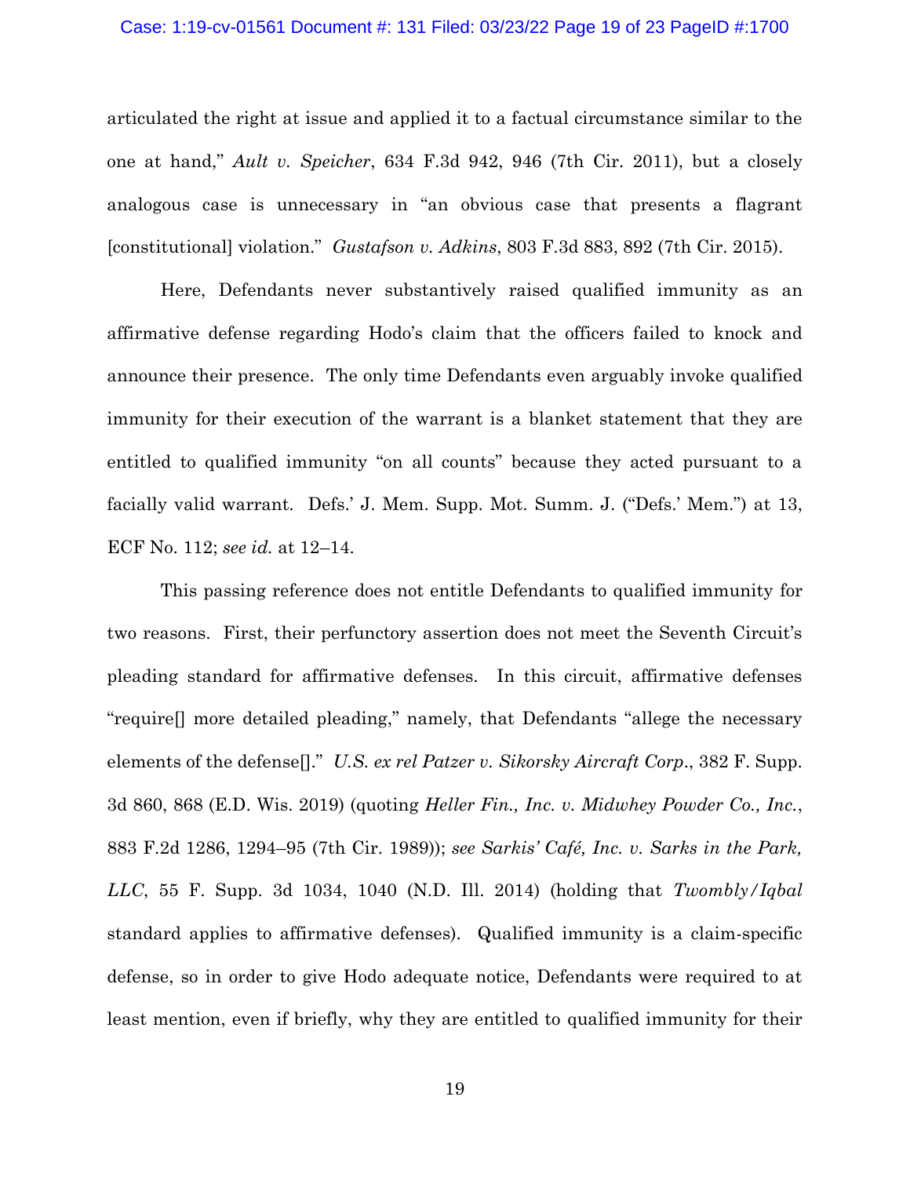articulated the right at issue and applied it to a factual circumstance similar to the one at hand," *Ault v. Speicher*, 634 F.3d 942, 946 (7th Cir. 2011), but a closely analogous case is unnecessary in "an obvious case that presents a flagrant [constitutional] violation." *Gustafson v. Adkins*, 803 F.3d 883, 892 (7th Cir. 2015).

Here, Defendants never substantively raised qualified immunity as an affirmative defense regarding Hodo's claim that the officers failed to knock and announce their presence. The only time Defendants even arguably invoke qualified immunity for their execution of the warrant is a blanket statement that they are entitled to qualified immunity "on all counts" because they acted pursuant to a facially valid warrant. Defs.' J. Mem. Supp. Mot. Summ. J. ("Defs.' Mem.") at 13, ECF No. 112; *see id.* at 12–14.

This passing reference does not entitle Defendants to qualified immunity for two reasons. First, their perfunctory assertion does not meet the Seventh Circuit's pleading standard for affirmative defenses. In this circuit, affirmative defenses "require[] more detailed pleading," namely, that Defendants "allege the necessary elements of the defense[]." *U.S. ex rel Patzer v. Sikorsky Aircraft Corp.*, 382 F. Supp. 3d 860, 868 (E.D. Wis. 2019) (quoting *Heller Fin., Inc. v. Midwhey Powder Co., Inc.*, 883 F.2d 1286, 1294–95 (7th Cir. 1989)); *see Sarkis' Café, Inc. v. Sarks in the Park, LLC*, 55 F. Supp. 3d 1034, 1040 (N.D. Ill. 2014) (holding that *Twombly/Iqbal* standard applies to affirmative defenses). Qualified immunity is a claim-specific defense, so in order to give Hodo adequate notice, Defendants were required to at least mention, even if briefly, why they are entitled to qualified immunity for their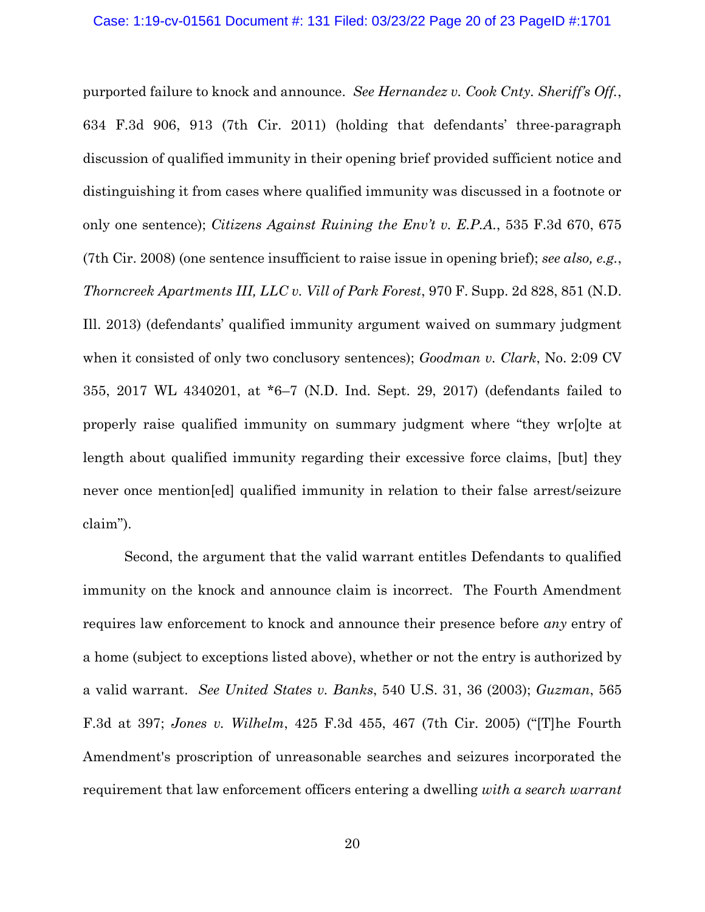purported failure to knock and announce. *See Hernandez v. Cook Cnty. Sheriff's Off.*, 634 F.3d 906, 913 (7th Cir. 2011) (holding that defendants' three-paragraph discussion of qualified immunity in their opening brief provided sufficient notice and distinguishing it from cases where qualified immunity was discussed in a footnote or only one sentence); *Citizens Against Ruining the Env't v. E.P.A.*, 535 F.3d 670, 675 (7th Cir. 2008) (one sentence insufficient to raise issue in opening brief); *see also, e.g.*, *Thorncreek Apartments III, LLC v. Vill of Park Forest*, 970 F. Supp. 2d 828, 851 (N.D. Ill. 2013) (defendants' qualified immunity argument waived on summary judgment when it consisted of only two conclusory sentences); *Goodman v. Clark*, No. 2:09 CV 355, 2017 WL 4340201, at *6–7 (N.D. Ind. Sept. 29, 2017) (defendants failed to properly raise qualified immunity on summary judgment where "they wr[o]te at length about qualified immunity regarding their excessive force claims, [but] they never once mention[ed] qualified immunity in relation to their false arrest/seizure claim").

Second, the argument that the valid warrant entitles Defendants to qualified immunity on the knock and announce claim is incorrect. The Fourth Amendment requires law enforcement to knock and announce their presence before *any* entry of a home (subject to exceptions listed above), whether or not the entry is authorized by a valid warrant. *See United States v. Banks*, 540 U.S. 31, 36 (2003); *Guzman*, 565 F.3d at 397; *Jones v. Wilhelm*, 425 F.3d 455, 467 (7th Cir. 2005) ("[T]he Fourth Amendment's proscription of unreasonable searches and seizures incorporated the requirement that law enforcement officers entering a dwelling *with a search warrant*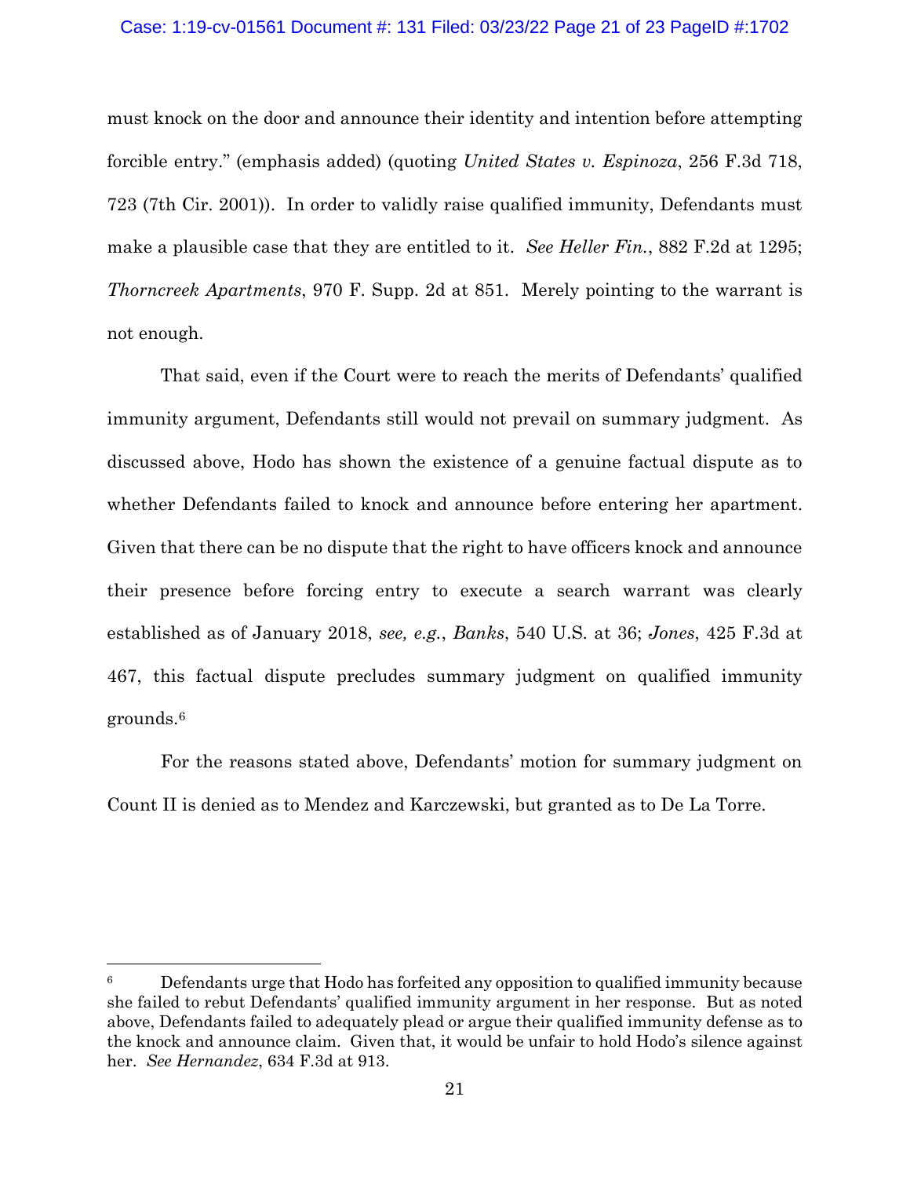must knock on the door and announce their identity and intention before attempting forcible entry." (emphasis added) (quoting *United States v. Espinoza*, 256 F.3d 718, 723 (7th Cir. 2001)). In order to validly raise qualified immunity, Defendants must make a plausible case that they are entitled to it. *See Heller Fin.*, 882 F.2d at 1295; *Thorncreek Apartments*, 970 F. Supp. 2d at 851. Merely pointing to the warrant is not enough.

That said, even if the Court were to reach the merits of Defendants' qualified immunity argument, Defendants still would not prevail on summary judgment. As discussed above, Hodo has shown the existence of a genuine factual dispute as to whether Defendants failed to knock and announce before entering her apartment. Given that there can be no dispute that the right to have officers knock and announce their presence before forcing entry to execute a search warrant was clearly established as of January 2018, *see, e.g.*, *Banks*, 540 U.S. at 36; *Jones*, 425 F.3d at 467, this factual dispute precludes summary judgment on qualified immunity grounds.[6]

For the reasons stated above, Defendants' motion for summary judgment on Count II is denied as to Mendez and Karczewski, but granted as to De La Torre.

---

[6] Defendants urge that Hodo has forfeited any opposition to qualified immunity because she failed to rebut Defendants' qualified immunity argument in her response. But as noted above, Defendants failed to adequately plead or argue their qualified immunity defense as to the knock and announce claim. Given that, it would be unfair to hold Hodo's silence against her. *See Hernandez*, 634 F.3d at 913.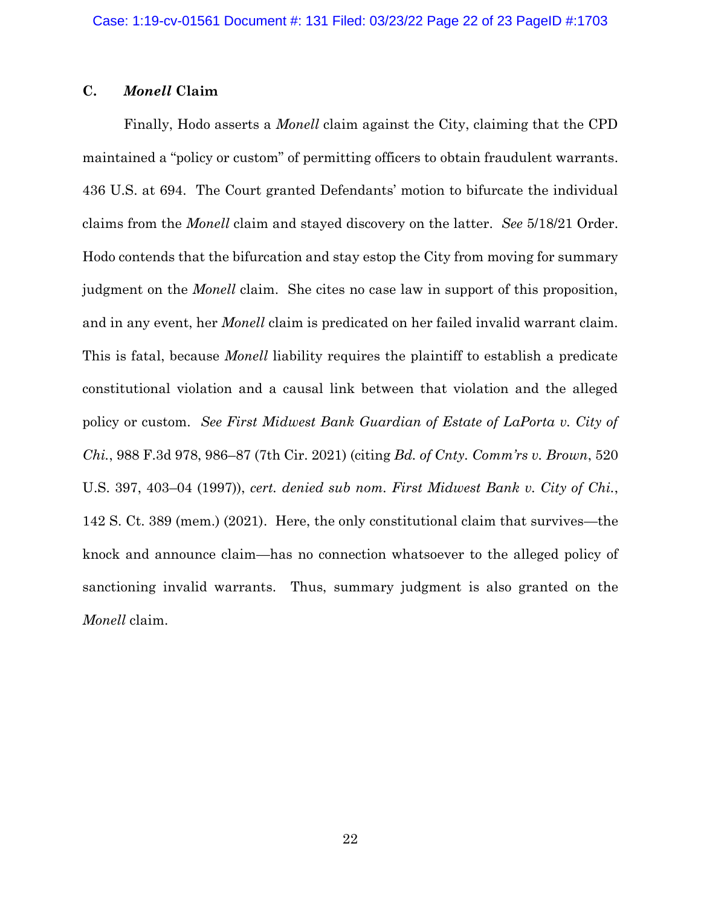### C. *Monell* Claim

Finally, Hodo asserts a *Monell* claim against the City, claiming that the CPD maintained a "policy or custom" of permitting officers to obtain fraudulent warrants. 436 U.S. at 694. The Court granted Defendants' motion to bifurcate the individual claims from the *Monell* claim and stayed discovery on the latter. *See* 5/18/21 Order. Hodo contends that the bifurcation and stay estop the City from moving for summary judgment on the *Monell* claim. She cites no case law in support of this proposition, and in any event, her *Monell* claim is predicated on her failed invalid warrant claim. This is fatal, because *Monell* liability requires the plaintiff to establish a predicate constitutional violation and a causal link between that violation and the alleged policy or custom. *See First Midwest Bank Guardian of Estate of LaPorta v. City of Chi.*, 988 F.3d 978, 986–87 (7th Cir. 2021) (citing *Bd. of Cnty. Comm'rs v. Brown*, 520 U.S. 397, 403–04 (1997)), *cert. denied sub nom. First Midwest Bank v. City of Chi.*, 142 S. Ct. 389 (mem.) (2021). Here, the only constitutional claim that survives—the knock and announce claim—has no connection whatsoever to the alleged policy of sanctioning invalid warrants. Thus, summary judgment is also granted on the *Monell* claim.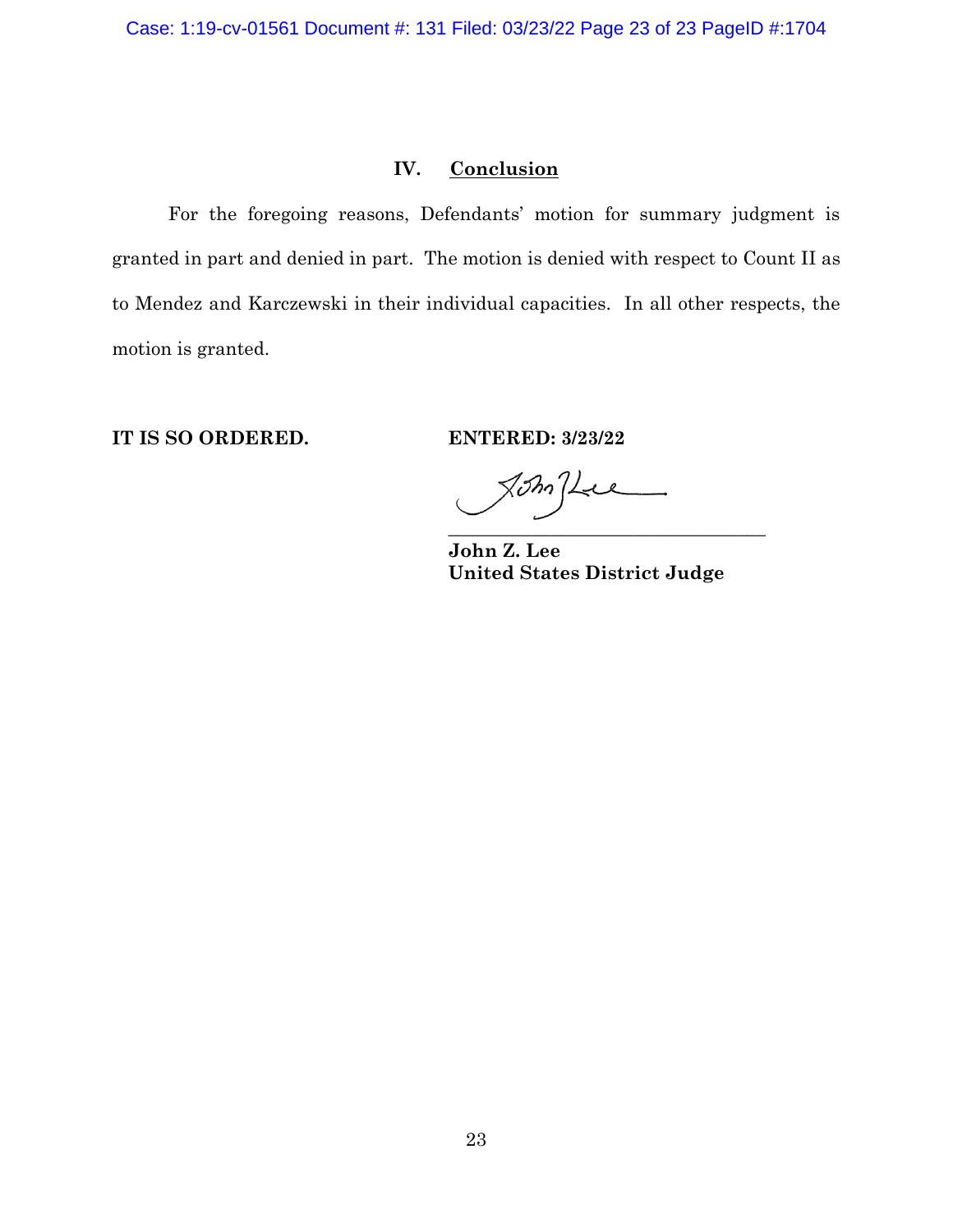## IV. Conclusion

For the foregoing reasons, Defendants' motion for summary judgment is granted in part and denied in part. The motion is denied with respect to Count II as to Mendez and Karczewski in their individual capacities. In all other respects, the motion is granted.

**IT IS SO ORDERED.**

**ENTERED: 3/23/22**

**John Z. Lee**
**United States District Judge**